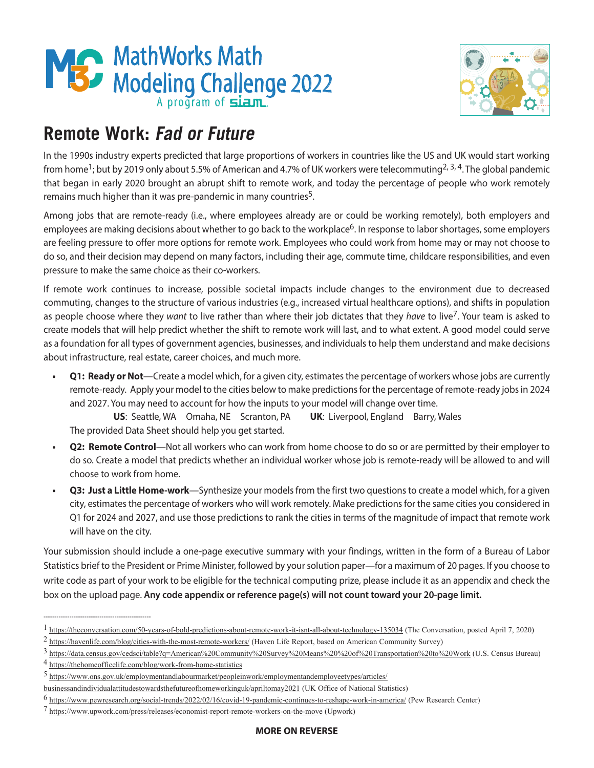# MathWorks Math Modeling Challenge 2022

A program of siam.

## Remote Work: *Fad or Future*

In the 1990s industry experts predicted that large proportions of workers in countries like the US and UK would start working from home[1]; but by 2019 only about 5.5% of American and 4.7% of UK workers were telecommuting[2, 3, 4]. The global pandemic that began in early 2020 brought an abrupt shift to remote work, and today the percentage of people who work remotely remains much higher than it was pre-pandemic in many countries[5].

Among jobs that are remote-ready (i.e., where employees already are or could be working remotely), both employers and employees are making decisions about whether to go back to the workplace[6]. In response to labor shortages, some employers are feeling pressure to offer more options for remote work. Employees who could work from home may or may not choose to do so, and their decision may depend on many factors, including their age, commute time, childcare responsibilities, and even pressure to make the same choice as their co-workers.

If remote work continues to increase, possible societal impacts include changes to the environment due to decreased commuting, changes to the structure of various industries (e.g., increased virtual healthcare options), and shifts in population as people choose where they *want* to live rather than where their job dictates that they *have* to live[7]. Your team is asked to create models that will help predict whether the shift to remote work will last, and to what extent. A good model could serve as a foundation for all types of government agencies, businesses, and individuals to help them understand and make decisions about infrastructure, real estate, career choices, and much more.

- **Q1: Ready or Not**—Create a model which, for a given city, estimates the percentage of workers whose jobs are currently remote-ready. Apply your model to the cities below to make predictions for the percentage of remote-ready jobs in 2024 and 2027. You may need to account for how the inputs to your model will change over time.

  **US**: Seattle, WA  Omaha, NE  Scranton, PA  **UK**: Liverpool, England  Barry, Wales

  The provided Data Sheet should help you get started.
- **Q2: Remote Control**—Not all workers who can work from home choose to do so or are permitted by their employer to do so. Create a model that predicts whether an individual worker whose job is remote-ready will be allowed to and will choose to work from home.
- **Q3: Just a Little Home-work**—Synthesize your models from the first two questions to create a model which, for a given city, estimates the percentage of workers who will work remotely. Make predictions for the same cities you considered in Q1 for 2024 and 2027, and use those predictions to rank the cities in terms of the magnitude of impact that remote work will have on the city.

Your submission should include a one-page executive summary with your findings, written in the form of a Bureau of Labor Statistics brief to the President or Prime Minister, followed by your solution paper—for a maximum of 20 pages. If you choose to write code as part of your work to be eligible for the technical computing prize, please include it as an appendix and check the box on the upload page. **Any code appendix or reference page(s) will not count toward your 20-page limit.**

---

[1] https://theconversation.com/50-years-of-bold-predictions-about-remote-work-it-isnt-all-about-technology-135034 (The Conversation, posted April 7, 2020)

[2] https://havenlife.com/blog/cities-with-the-most-remote-workers/ (Haven Life Report, based on American Community Survey)

[3] https://data.census.gov/cedsci/table?q=American%20Community%20Survey%20Means%20%20of%20Transportation%20to%20Work (U.S. Census Bureau)

[4] https://thehomeofficelife.com/blog/work-from-home-statistics

[5] https://www.ons.gov.uk/employmentandlabourmarket/peopleinwork/employmentandemployeetypes/articles/businessandindividualattitudestowardsthefutureofhomeworkinguk/apriltomay2021 (UK Office of National Statistics)

[6] https://www.pewresearch.org/social-trends/2022/02/16/covid-19-pandemic-continues-to-reshape-work-in-america/ (Pew Research Center)

[7] https://www.upwork.com/press/releases/economist-report-remote-workers-on-the-move (Upwork)

**MORE ON REVERSE**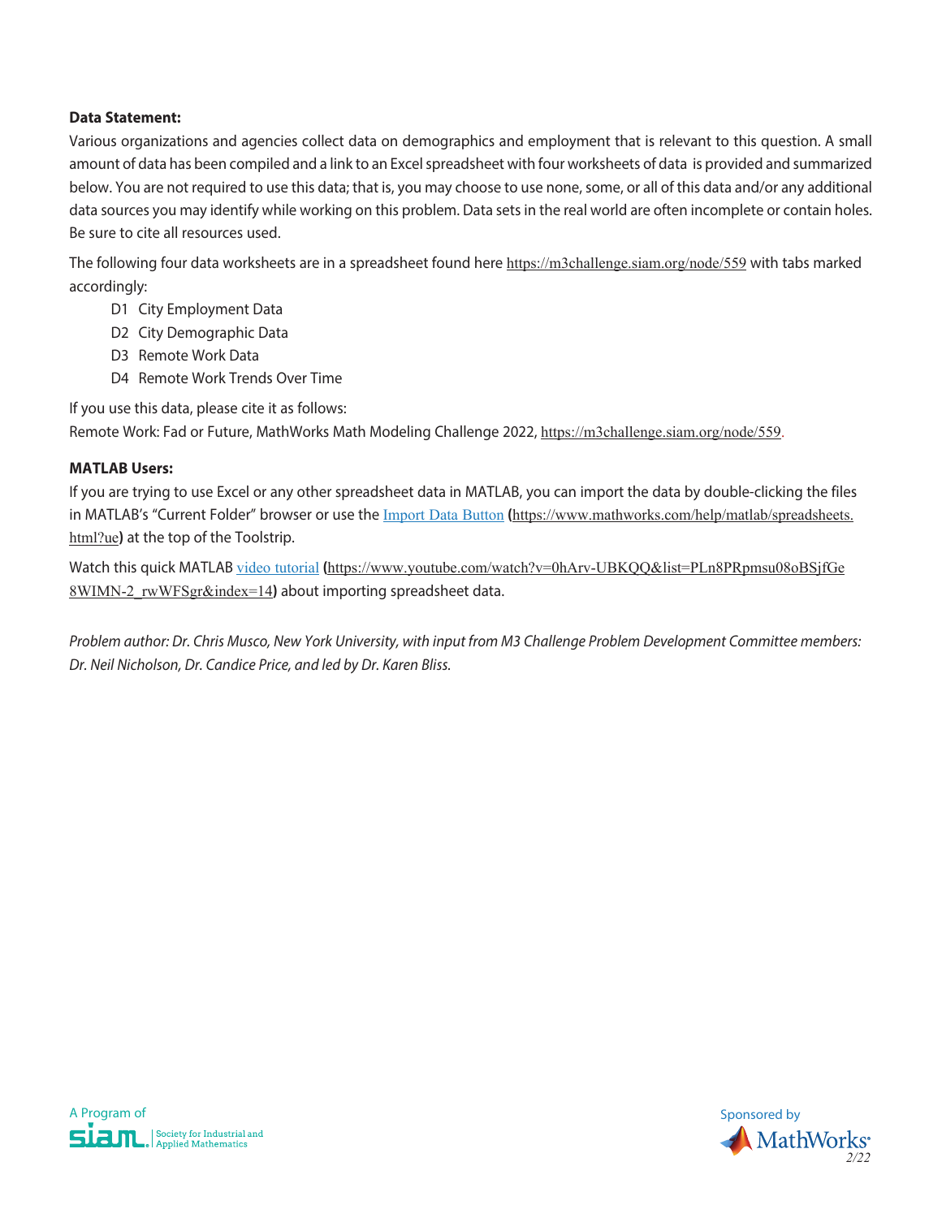**Data Statement:**

Various organizations and agencies collect data on demographics and employment that is relevant to this question. A small amount of data has been compiled and a link to an Excel spreadsheet with four worksheets of data is provided and summarized below. You are not required to use this data; that is, you may choose to use none, some, or all of this data and/or any additional data sources you may identify while working on this problem. Data sets in the real world are often incomplete or contain holes. Be sure to cite all resources used.

The following four data worksheets are in a spreadsheet found here https://m3challenge.siam.org/node/559 with tabs marked accordingly:

- D1 City Employment Data
- D2 City Demographic Data
- D3 Remote Work Data
- D4 Remote Work Trends Over Time

If you use this data, please cite it as follows:
Remote Work: Fad or Future, MathWorks Math Modeling Challenge 2022, https://m3challenge.siam.org/node/559.

**MATLAB Users:**

If you are trying to use Excel or any other spreadsheet data in MATLAB, you can import the data by double-clicking the files in MATLAB's "Current Folder" browser or use the Import Data Button (https://www.mathworks.com/help/matlab/spreadsheets.html?ue) at the top of the Toolstrip.

Watch this quick MATLAB video tutorial (https://www.youtube.com/watch?v=0hArv-UBKQQ&list=PLn8PRpmsu08oBSjfGe8WIMN-2_rwWFSgr&index=14) about importing spreadsheet data.

*Problem author: Dr. Chris Musco, New York University, with input from M3 Challenge Problem Development Committee members: Dr. Neil Nicholson, Dr. Candice Price, and led by Dr. Karen Bliss.*

A Program of SIAM Society for Industrial and Applied Mathematics

Sponsored by MathWorks